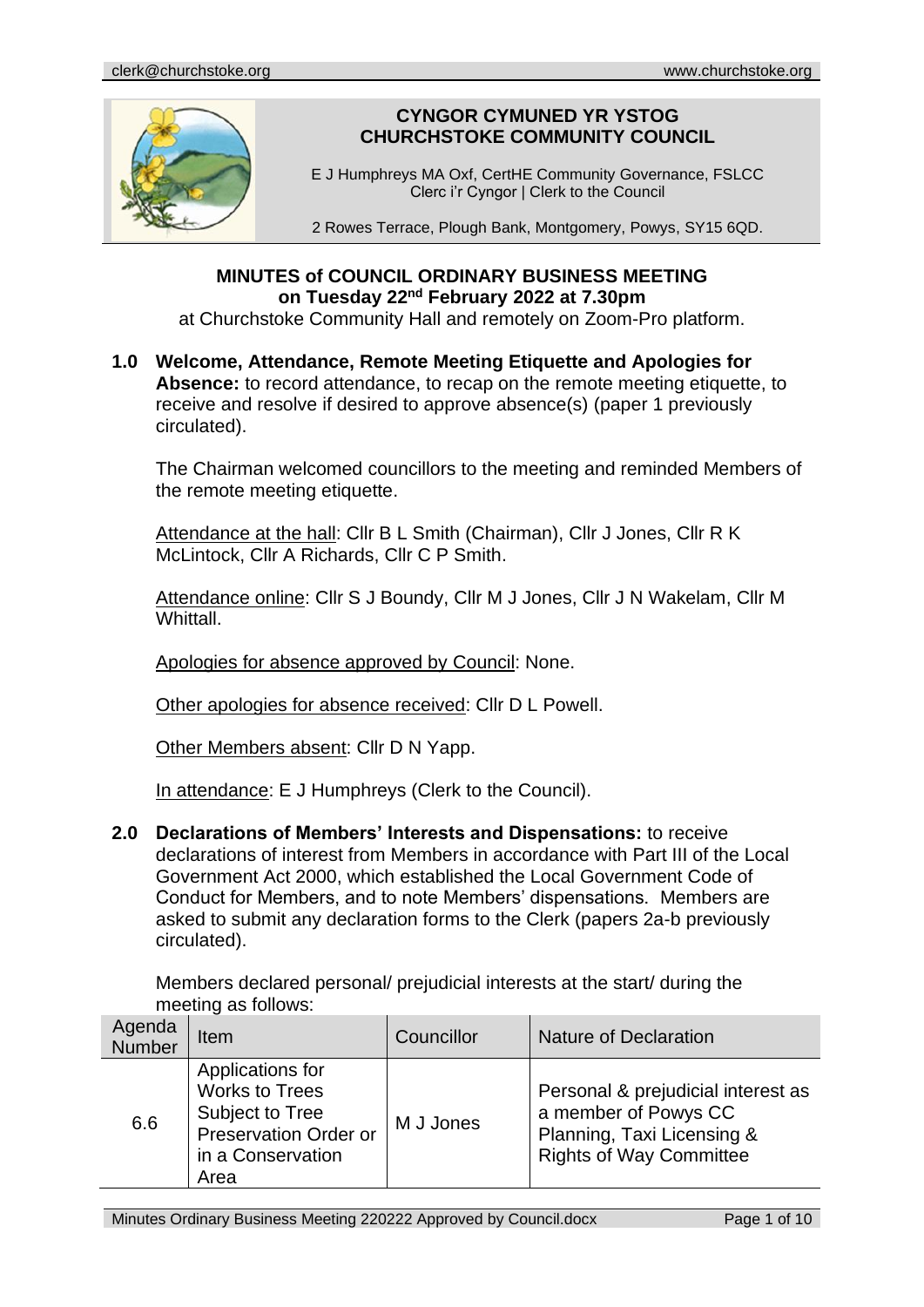clerk@churchstoke.org www.churchstoke.org

**CYNGOR CYMUNED YR YSTOG**
**CHURCHSTOKE COMMUNITY COUNCIL**

E J Humphreys MA Oxf, CertHE Community Governance, FSLCC
Clerc i'r Cyngor | Clerk to the Council

2 Rowes Terrace, Plough Bank, Montgomery, Powys, SY15 6QD.

# MINUTES of COUNCIL ORDINARY BUSINESS MEETING on Tuesday 22nd February 2022 at 7.30pm

at Churchstoke Community Hall and remotely on Zoom-Pro platform.

**1.0 Welcome, Attendance, Remote Meeting Etiquette and Apologies for Absence:** to record attendance, to recap on the remote meeting etiquette, to receive and resolve if desired to approve absence(s) (paper 1 previously circulated).

The Chairman welcomed councillors to the meeting and reminded Members of the remote meeting etiquette.

Attendance at the hall: Cllr B L Smith (Chairman), Cllr J Jones, Cllr R K McLintock, Cllr A Richards, Cllr C P Smith.

Attendance online: Cllr S J Boundy, Cllr M J Jones, Cllr J N Wakelam, Cllr M Whittall.

Apologies for absence approved by Council: None.

Other apologies for absence received: Cllr D L Powell.

Other Members absent: Cllr D N Yapp.

In attendance: E J Humphreys (Clerk to the Council).

**2.0 Declarations of Members' Interests and Dispensations:** to receive declarations of interest from Members in accordance with Part III of the Local Government Act 2000, which established the Local Government Code of Conduct for Members, and to note Members' dispensations. Members are asked to submit any declaration forms to the Clerk (papers 2a-b previously circulated).

Members declared personal/ prejudicial interests at the start/ during the meeting as follows:

| Agenda Number | Item | Councillor | Nature of Declaration |
|---|---|---|---|
| 6.6 | Applications for Works to Trees Subject to Tree Preservation Order or in a Conservation Area | M J Jones | Personal & prejudicial interest as a member of Powys CC Planning, Taxi Licensing & Rights of Way Committee |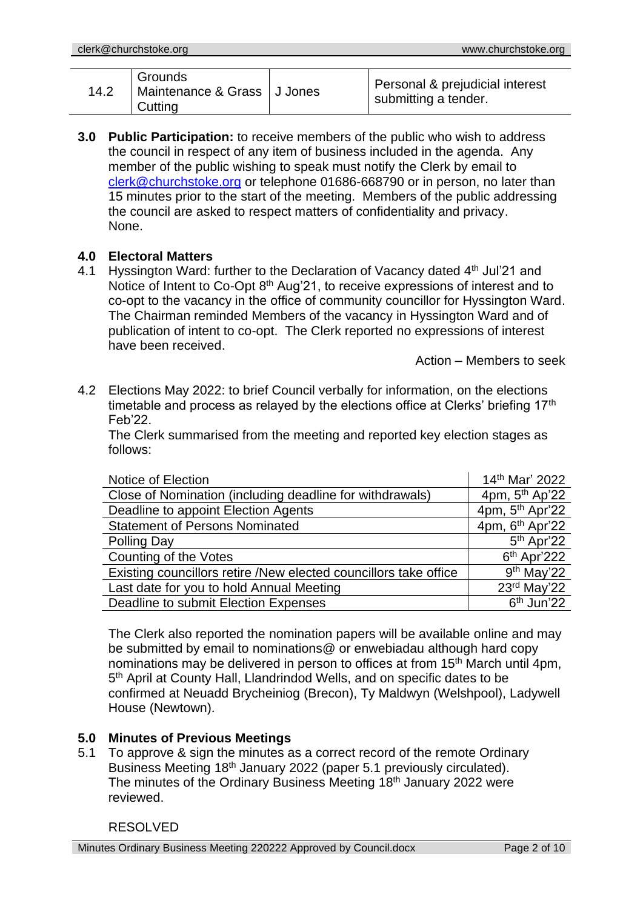| 14.2 | Grounds Maintenance & Grass Cutting | J Jones | Personal & prejudicial interest submitting a tender. |
|---|---|---|---|

**3.0 Public Participation:** to receive members of the public who wish to address the council in respect of any item of business included in the agenda. Any member of the public wishing to speak must notify the Clerk by email to clerk@churchstoke.org or telephone 01686-668790 or in person, no later than 15 minutes prior to the start of the meeting. Members of the public addressing the council are asked to respect matters of confidentiality and privacy.
None.

**4.0 Electoral Matters**

4.1 Hyssington Ward: further to the Declaration of Vacancy dated 4th Jul'21 and Notice of Intent to Co-Opt 8th Aug'21, to receive expressions of interest and to co-opt to the vacancy in the office of community councillor for Hyssington Ward.
The Chairman reminded Members of the vacancy in Hyssington Ward and of publication of intent to co-opt. The Clerk reported no expressions of interest have been received.

Action – Members to seek

4.2 Elections May 2022: to brief Council verbally for information, on the elections timetable and process as relayed by the elections office at Clerks' briefing 17th Feb'22.
The Clerk summarised from the meeting and reported key election stages as follows:

| Notice of Election | 14th Mar' 2022 |
|---|---|
| Close of Nomination (including deadline for withdrawals) | 4pm, 5th Ap'22 |
| Deadline to appoint Election Agents | 4pm, 5th Apr'22 |
| Statement of Persons Nominated | 4pm, 6th Apr'22 |
| Polling Day | 5th Apr'22 |
| Counting of the Votes | 6th Apr'222 |
| Existing councillors retire /New elected councillors take office | 9th May'22 |
| Last date for you to hold Annual Meeting | 23rd May'22 |
| Deadline to submit Election Expenses | 6th Jun'22 |

The Clerk also reported the nomination papers will be available online and may be submitted by email to nominations@ or enwebiadau although hard copy nominations may be delivered in person to offices at from 15th March until 4pm, 5th April at County Hall, Llandrindod Wells, and on specific dates to be confirmed at Neuadd Brycheiniog (Brecon), Ty Maldwyn (Welshpool), Ladywell House (Newtown).

**5.0 Minutes of Previous Meetings**

5.1 To approve & sign the minutes as a correct record of the remote Ordinary Business Meeting 18th January 2022 (paper 5.1 previously circulated).
The minutes of the Ordinary Business Meeting 18th January 2022 were reviewed.

RESOLVED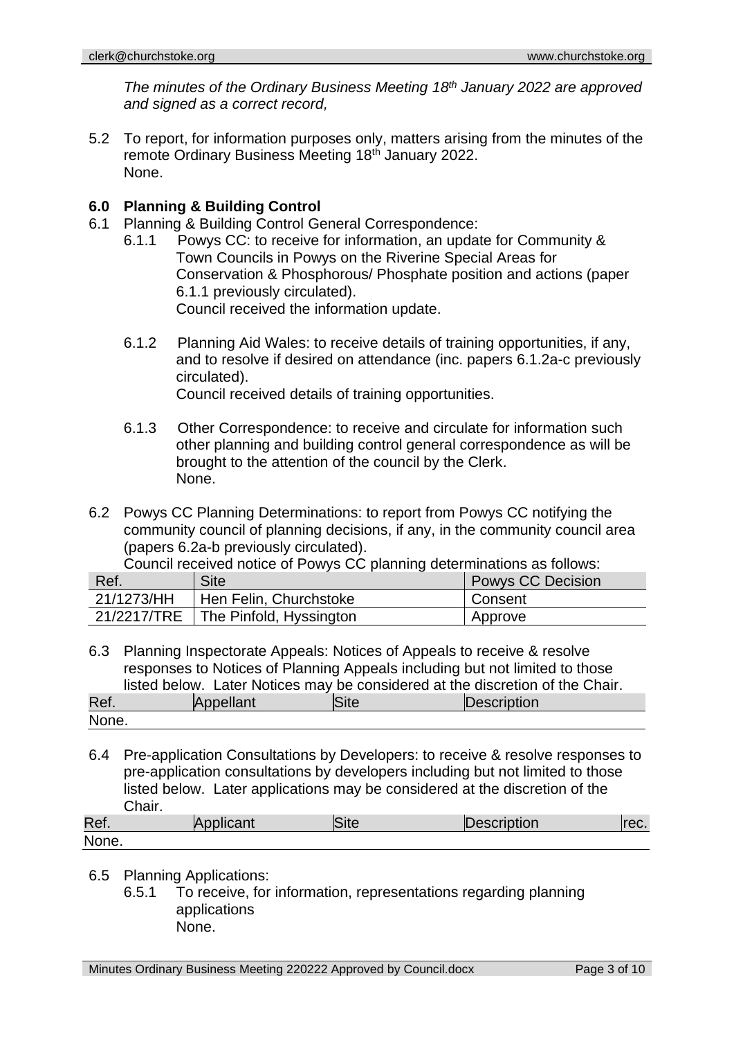*The minutes of the Ordinary Business Meeting 18th January 2022 are approved and signed as a correct record,*

5.2 To report, for information purposes only, matters arising from the minutes of the remote Ordinary Business Meeting 18th January 2022.
None.

## 6.0 Planning & Building Control

6.1 Planning & Building Control General Correspondence:

6.1.1 Powys CC: to receive for information, an update for Community & Town Councils in Powys on the Riverine Special Areas for Conservation & Phosphorous/ Phosphate position and actions (paper 6.1.1 previously circulated).
Council received the information update.

6.1.2 Planning Aid Wales: to receive details of training opportunities, if any, and to resolve if desired on attendance (inc. papers 6.1.2a-c previously circulated).
Council received details of training opportunities.

6.1.3 Other Correspondence: to receive and circulate for information such other planning and building control general correspondence as will be brought to the attention of the council by the Clerk.
None.

6.2 Powys CC Planning Determinations: to report from Powys CC notifying the community council of planning decisions, if any, in the community council area (papers 6.2a-b previously circulated).
Council received notice of Powys CC planning determinations as follows:

| Ref. | Site | Powys CC Decision |
|---|---|---|
| 21/1273/HH | Hen Felin, Churchstoke | Consent |
| 21/2217/TRE | The Pinfold, Hyssington | Approve |

6.3 Planning Inspectorate Appeals: Notices of Appeals to receive & resolve responses to Notices of Planning Appeals including but not limited to those listed below. Later Notices may be considered at the discretion of the Chair.

| Ref. | Appellant | Site | Description |
|---|---|---|---|
| None. | | | |

6.4 Pre-application Consultations by Developers: to receive & resolve responses to pre-application consultations by developers including but not limited to those listed below. Later applications may be considered at the discretion of the Chair.

| Ref. | Applicant | Site | Description | rec. |
|---|---|---|---|---|
| None. | | | | |

6.5 Planning Applications:

6.5.1 To receive, for information, representations regarding planning applications
None.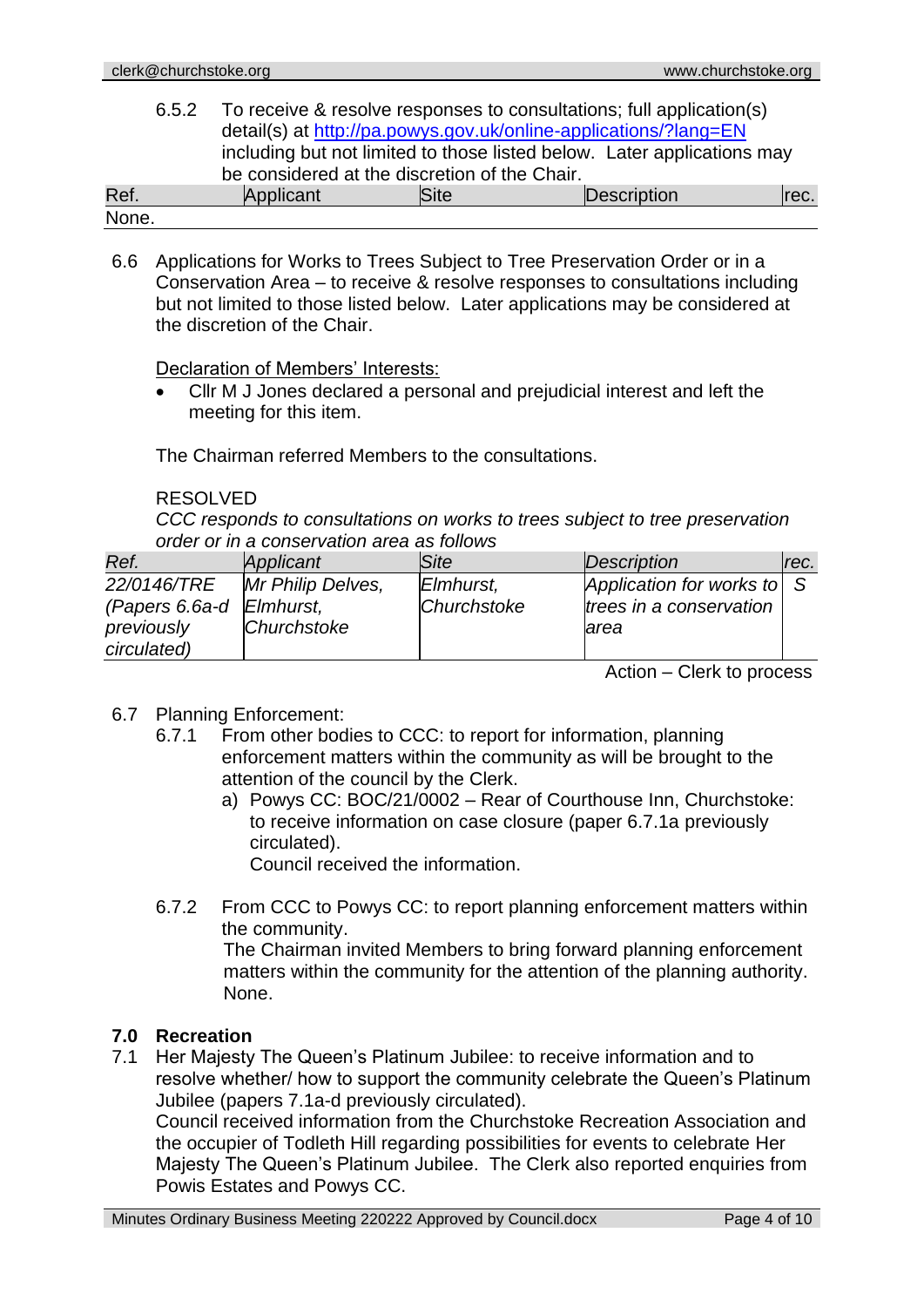6.5.2 To receive & resolve responses to consultations; full application(s) detail(s) at http://pa.powys.gov.uk/online-applications/?lang=EN including but not limited to those listed below. Later applications may be considered at the discretion of the Chair.

| Ref. | Applicant | Site | Description | rec. |
|---|---|---|---|---|
| None. | | | | |

6.6 Applications for Works to Trees Subject to Tree Preservation Order or in a Conservation Area – to receive & resolve responses to consultations including but not limited to those listed below. Later applications may be considered at the discretion of the Chair.

Declaration of Members' Interests:

- Cllr M J Jones declared a personal and prejudicial interest and left the meeting for this item.

The Chairman referred Members to the consultations.

RESOLVED

*CCC responds to consultations on works to trees subject to tree preservation order or in a conservation area as follows*

| *Ref.* | *Applicant* | *Site* | *Description* | *rec.* |
|---|---|---|---|---|
| *22/0146/TRE (Papers 6.6a-d previously circulated)* | *Mr Philip Delves, Elmhurst, Churchstoke* | *Elmhurst, Churchstoke* | *Application for works to trees in a conservation area* | *S* |

Action – Clerk to process

6.7 Planning Enforcement:

6.7.1 From other bodies to CCC: to report for information, planning enforcement matters within the community as will be brought to the attention of the council by the Clerk.

a) Powys CC: BOC/21/0002 – Rear of Courthouse Inn, Churchstoke: to receive information on case closure (paper 6.7.1a previously circulated).
Council received the information.

6.7.2 From CCC to Powys CC: to report planning enforcement matters within the community.
The Chairman invited Members to bring forward planning enforcement matters within the community for the attention of the planning authority.
None.

## 7.0 Recreation

7.1 Her Majesty The Queen's Platinum Jubilee: to receive information and to resolve whether/ how to support the community celebrate the Queen's Platinum Jubilee (papers 7.1a-d previously circulated).
Council received information from the Churchstoke Recreation Association and the occupier of Todleth Hill regarding possibilities for events to celebrate Her Majesty The Queen's Platinum Jubilee. The Clerk also reported enquiries from Powis Estates and Powys CC.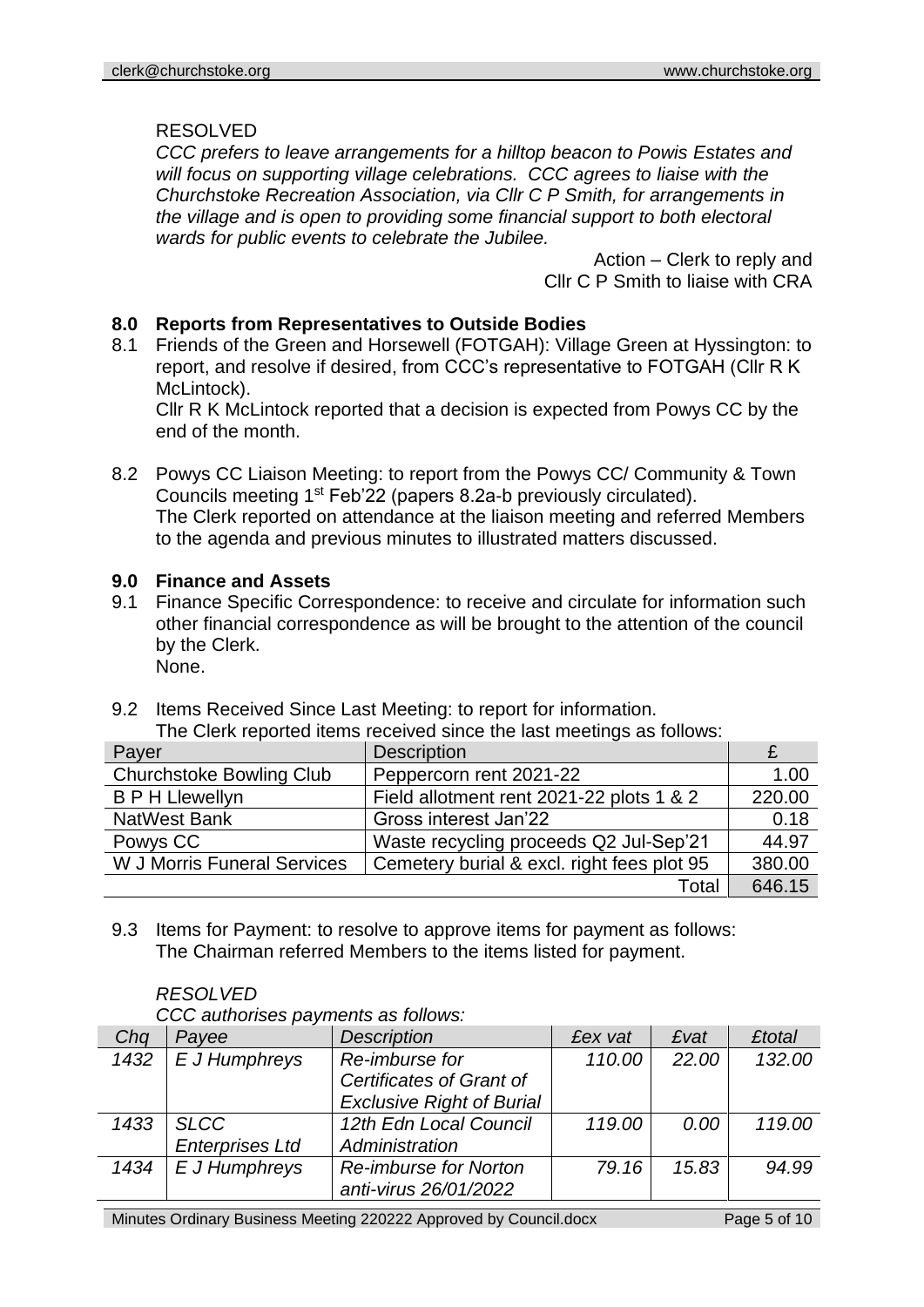RESOLVED

*CCC prefers to leave arrangements for a hilltop beacon to Powis Estates and will focus on supporting village celebrations. CCC agrees to liaise with the Churchstoke Recreation Association, via Cllr C P Smith, for arrangements in the village and is open to providing some financial support to both electoral wards for public events to celebrate the Jubilee.*

Action – Clerk to reply and Cllr C P Smith to liaise with CRA

## 8.0 Reports from Representatives to Outside Bodies

8.1 Friends of the Green and Horsewell (FOTGAH): Village Green at Hyssington: to report, and resolve if desired, from CCC's representative to FOTGAH (Cllr R K McLintock).
Cllr R K McLintock reported that a decision is expected from Powys CC by the end of the month.

8.2 Powys CC Liaison Meeting: to report from the Powys CC/ Community & Town Councils meeting 1st Feb'22 (papers 8.2a-b previously circulated).
The Clerk reported on attendance at the liaison meeting and referred Members to the agenda and previous minutes to illustrated matters discussed.

## 9.0 Finance and Assets

9.1 Finance Specific Correspondence: to receive and circulate for information such other financial correspondence as will be brought to the attention of the council by the Clerk.
None.

9.2 Items Received Since Last Meeting: to report for information.
The Clerk reported items received since the last meetings as follows:

| Payer | Description | £ |
|---|---|---|
| Churchstoke Bowling Club | Peppercorn rent 2021-22 | 1.00 |
| B P H Llewellyn | Field allotment rent 2021-22 plots 1 & 2 | 220.00 |
| NatWest Bank | Gross interest Jan'22 | 0.18 |
| Powys CC | Waste recycling proceeds Q2 Jul-Sep'21 | 44.97 |
| W J Morris Funeral Services | Cemetery burial & excl. right fees plot 95 | 380.00 |
| | Total | 646.15 |

9.3 Items for Payment: to resolve to approve items for payment as follows:
The Chairman referred Members to the items listed for payment.

*RESOLVED*

*CCC authorises payments as follows:*

| *Chq* | *Payee* | *Description* | *£ex vat* | *£vat* | *£total* |
|---|---|---|---|---|---|
| *1432* | *E J Humphreys* | *Re-imburse for Certificates of Grant of Exclusive Right of Burial* | *110.00* | *22.00* | *132.00* |
| *1433* | *SLCC Enterprises Ltd* | *12th Edn Local Council Administration* | *119.00* | *0.00* | *119.00* |
| *1434* | *E J Humphreys* | *Re-imburse for Norton anti-virus 26/01/2022* | *79.16* | *15.83* | *94.99* |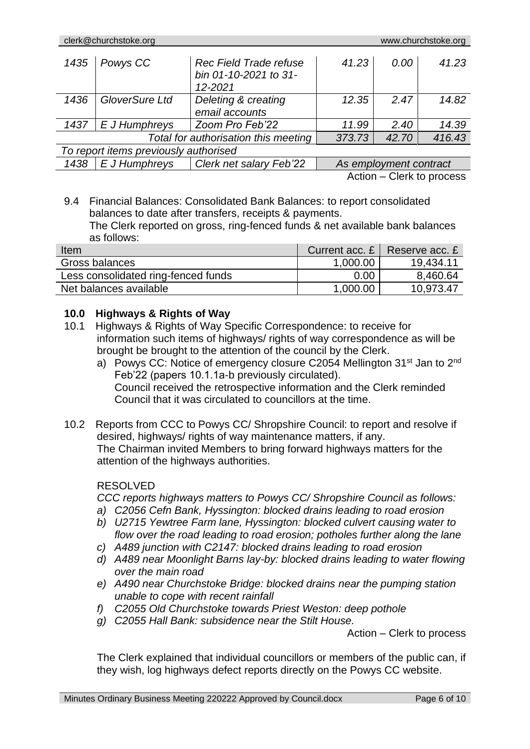| | | | | | |
|---|---|---|---|---|---|
| *1435* | *Powys CC* | *Rec Field Trade refuse bin 01-10-2021 to 31-12-2021* | *41.23* | *0.00* | *41.23* |
| *1436* | *GloverSure Ltd* | *Deleting & creating email accounts* | *12.35* | *2.47* | *14.82* |
| *1437* | *E J Humphreys* | *Zoom Pro Feb'22* | *11.99* | *2.40* | *14.39* |
| | | *Total for authorisation this meeting* | *373.73* | *42.70* | *416.43* |
| *To report items previously authorised* | | | | | |
| *1438* | *E J Humphreys* | *Clerk net salary Feb'22* | *As employment contract* | | |

Action – Clerk to process

9.4 Financial Balances: Consolidated Bank Balances: to report consolidated balances to date after transfers, receipts & payments.
The Clerk reported on gross, ring-fenced funds & net available bank balances as follows:

| Item | Current acc. £ | Reserve acc. £ |
|---|---|---|
| Gross balances | 1,000.00 | 19,434.11 |
| Less consolidated ring-fenced funds | 0.00 | 8,460.64 |
| Net balances available | 1,000.00 | 10,973.47 |

## 10.0 Highways & Rights of Way

10.1 Highways & Rights of Way Specific Correspondence: to receive for information such items of highways/ rights of way correspondence as will be brought be brought to the attention of the council by the Clerk.

a) Powys CC: Notice of emergency closure C2054 Mellington 31st Jan to 2nd Feb'22 (papers 10.1.1a-b previously circulated).
Council received the retrospective information and the Clerk reminded Council that it was circulated to councillors at the time.

10.2 Reports from CCC to Powys CC/ Shropshire Council: to report and resolve if desired, highways/ rights of way maintenance matters, if any.
The Chairman invited Members to bring forward highways matters for the attention of the highways authorities.

RESOLVED

*CCC reports highways matters to Powys CC/ Shropshire Council as follows:*

*a) C2056 Cefn Bank, Hyssington: blocked drains leading to road erosion*
*b) U2715 Yewtree Farm lane, Hyssington: blocked culvert causing water to flow over the road leading to road erosion; potholes further along the lane*
*c) A489 junction with C2147: blocked drains leading to road erosion*
*d) A489 near Moonlight Barns lay-by: blocked drains leading to water flowing over the main road*
*e) A490 near Churchstoke Bridge: blocked drains near the pumping station unable to cope with recent rainfall*
*f) C2055 Old Churchstoke towards Priest Weston: deep pothole*
*g) C2055 Hall Bank: subsidence near the Stilt House.*

Action – Clerk to process

The Clerk explained that individual councillors or members of the public can, if they wish, log highways defect reports directly on the Powys CC website.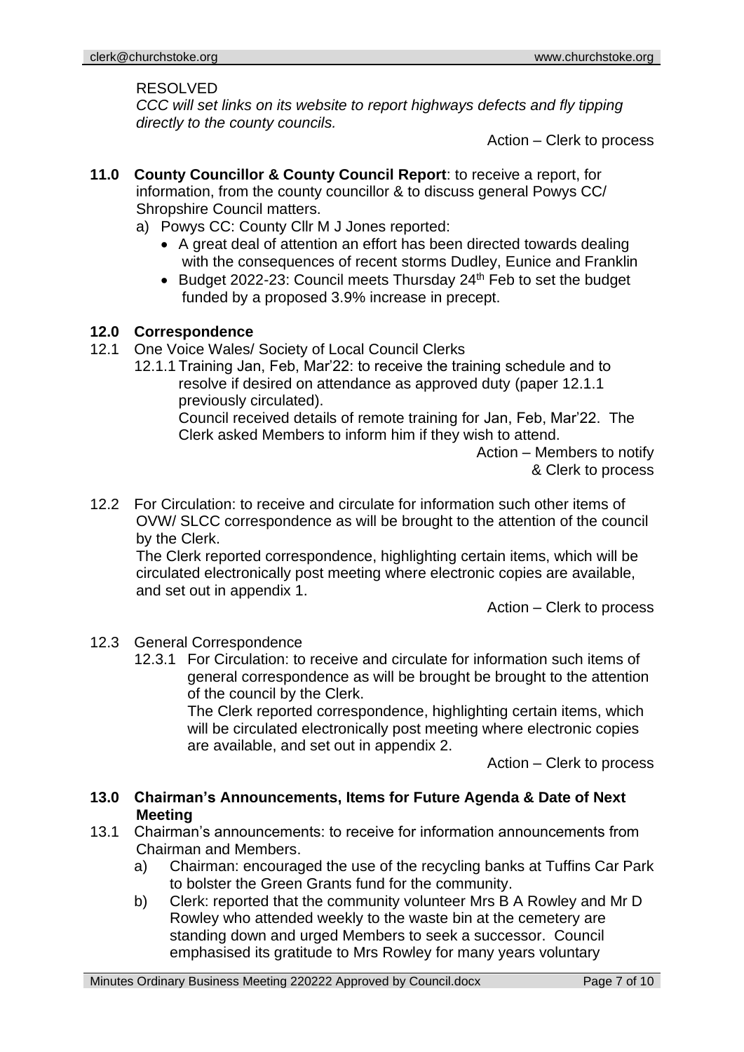RESOLVED

*CCC will set links on its website to report highways defects and fly tipping directly to the county councils.*

Action – Clerk to process

**11.0 County Councillor & County Council Report**: to receive a report, for information, from the county councillor & to discuss general Powys CC/ Shropshire Council matters.

a) Powys CC: County Cllr M J Jones reported:
   - A great deal of attention an effort has been directed towards dealing with the consequences of recent storms Dudley, Eunice and Franklin
   - Budget 2022-23: Council meets Thursday 24th Feb to set the budget funded by a proposed 3.9% increase in precept.

**12.0 Correspondence**

12.1 One Voice Wales/ Society of Local Council Clerks

12.1.1 Training Jan, Feb, Mar'22: to receive the training schedule and to resolve if desired on attendance as approved duty (paper 12.1.1 previously circulated).

Council received details of remote training for Jan, Feb, Mar'22. The Clerk asked Members to inform him if they wish to attend.

Action – Members to notify & Clerk to process

12.2 For Circulation: to receive and circulate for information such other items of OVW/ SLCC correspondence as will be brought to the attention of the council by the Clerk.

The Clerk reported correspondence, highlighting certain items, which will be circulated electronically post meeting where electronic copies are available, and set out in appendix 1.

Action – Clerk to process

12.3 General Correspondence

12.3.1 For Circulation: to receive and circulate for information such items of general correspondence as will be brought be brought to the attention of the council by the Clerk.

The Clerk reported correspondence, highlighting certain items, which will be circulated electronically post meeting where electronic copies are available, and set out in appendix 2.

Action – Clerk to process

**13.0 Chairman's Announcements, Items for Future Agenda & Date of Next Meeting**

13.1 Chairman's announcements: to receive for information announcements from Chairman and Members.

a) Chairman: encouraged the use of the recycling banks at Tuffins Car Park to bolster the Green Grants fund for the community.

b) Clerk: reported that the community volunteer Mrs B A Rowley and Mr D Rowley who attended weekly to the waste bin at the cemetery are standing down and urged Members to seek a successor. Council emphasised its gratitude to Mrs Rowley for many years voluntary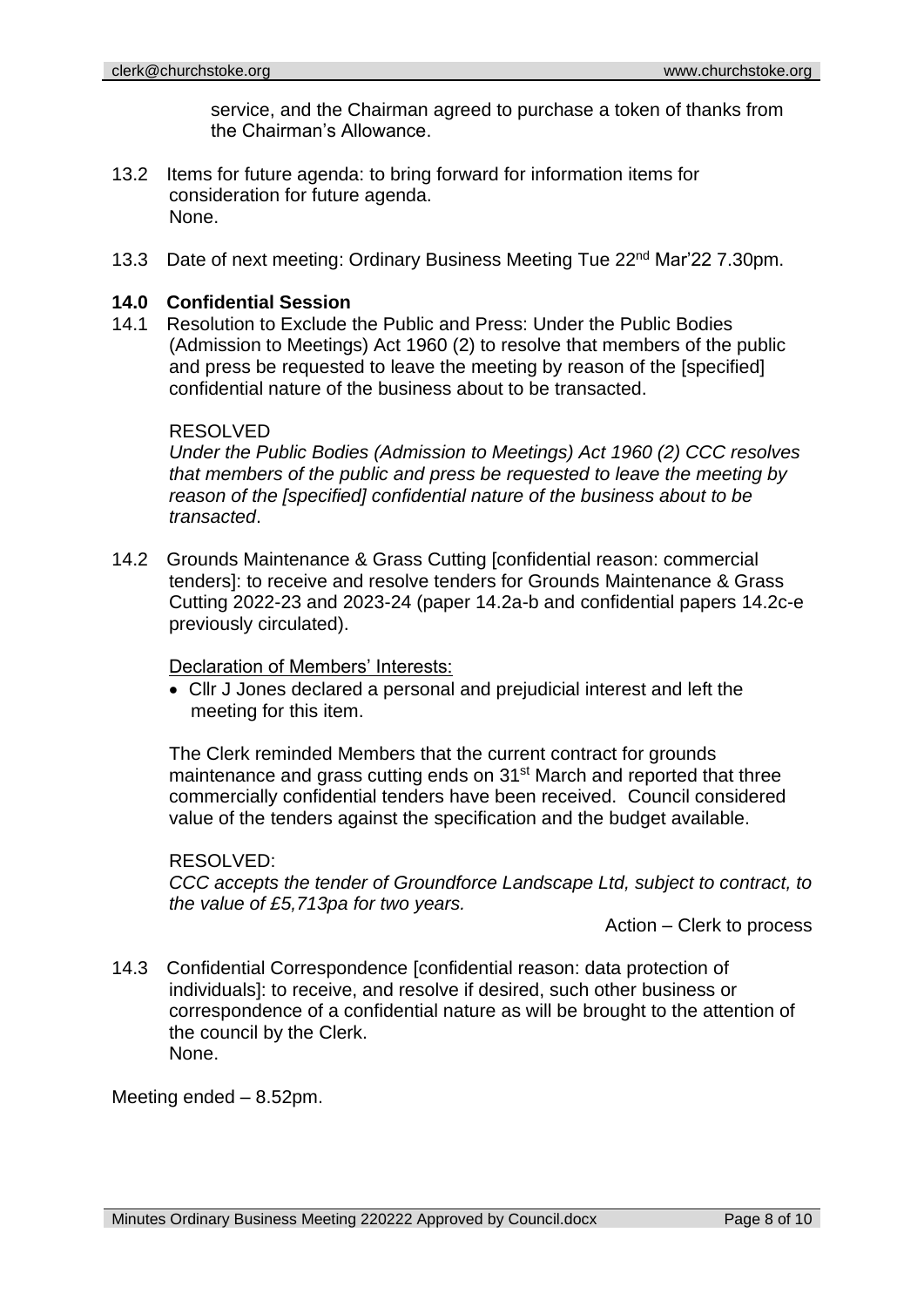service, and the Chairman agreed to purchase a token of thanks from the Chairman's Allowance.

13.2 Items for future agenda: to bring forward for information items for consideration for future agenda.
None.

13.3 Date of next meeting: Ordinary Business Meeting Tue 22nd Mar'22 7.30pm.

**14.0 Confidential Session**

14.1 Resolution to Exclude the Public and Press: Under the Public Bodies (Admission to Meetings) Act 1960 (2) to resolve that members of the public and press be requested to leave the meeting by reason of the [specified] confidential nature of the business about to be transacted.

RESOLVED
*Under the Public Bodies (Admission to Meetings) Act 1960 (2) CCC resolves that members of the public and press be requested to leave the meeting by reason of the [specified] confidential nature of the business about to be transacted*.

14.2 Grounds Maintenance & Grass Cutting [confidential reason: commercial tenders]: to receive and resolve tenders for Grounds Maintenance & Grass Cutting 2022-23 and 2023-24 (paper 14.2a-b and confidential papers 14.2c-e previously circulated).

Declaration of Members' Interests:

- Cllr J Jones declared a personal and prejudicial interest and left the meeting for this item.

The Clerk reminded Members that the current contract for grounds maintenance and grass cutting ends on 31st March and reported that three commercially confidential tenders have been received. Council considered value of the tenders against the specification and the budget available.

RESOLVED:
*CCC accepts the tender of Groundforce Landscape Ltd, subject to contract, to the value of £5,713pa for two years.*

Action – Clerk to process

14.3 Confidential Correspondence [confidential reason: data protection of individuals]: to receive, and resolve if desired, such other business or correspondence of a confidential nature as will be brought to the attention of the council by the Clerk.
None.

Meeting ended – 8.52pm.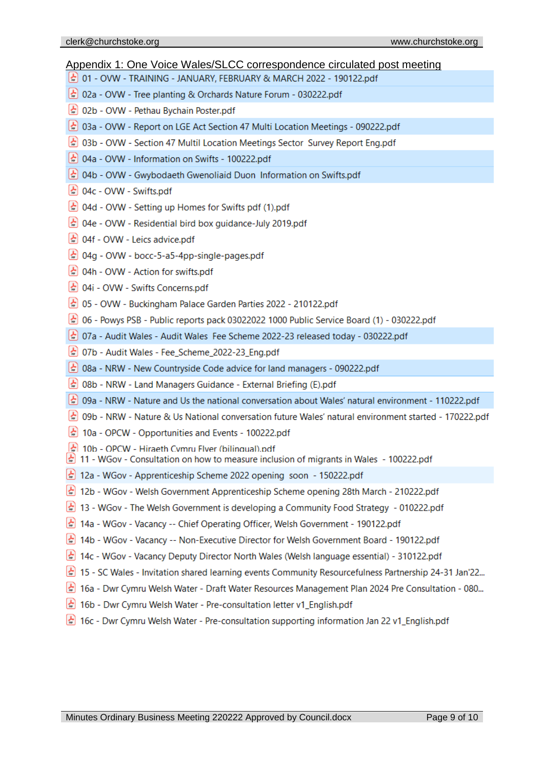## Appendix 1: One Voice Wales/SLCC correspondence circulated post meeting

- 01 - OVW - TRAINING - JANUARY, FEBRUARY & MARCH 2022 - 190122.pdf
- 02a - OVW - Tree planting & Orchards Nature Forum - 030222.pdf
- 02b - OVW - Pethau Bychain Poster.pdf
- 03a - OVW - Report on LGE Act Section 47 Multi Location Meetings - 090222.pdf
- 03b - OVW - Section 47 Multil Location Meetings Sector  Survey Report Eng.pdf
- 04a - OVW - Information on Swifts - 100222.pdf
- 04b - OVW - Gwybodaeth Gwenoliaid Duon  Information on Swifts.pdf
- 04c - OVW - Swifts.pdf
- 04d - OVW - Setting up Homes for Swifts pdf (1).pdf
- 04e - OVW - Residential bird box guidance-July 2019.pdf
- 04f - OVW - Leics advice.pdf
- 04g - OVW - bocc-5-a5-4pp-single-pages.pdf
- 04h - OVW - Action for swifts.pdf
- 04i - OVW - Swifts Concerns.pdf
- 05 - OVW - Buckingham Palace Garden Parties 2022 - 210122.pdf
- 06 - Powys PSB - Public reports pack 03022022 1000 Public Service Board (1) - 030222.pdf
- 07a - Audit Wales - Audit Wales  Fee Scheme 2022-23 released today - 030222.pdf
- 07b - Audit Wales - Fee_Scheme_2022-23_Eng.pdf
- 08a - NRW - New Countryside Code advice for land managers - 090222.pdf
- 08b - NRW - Land Managers Guidance - External Briefing (E).pdf
- 09a - NRW - Nature and Us the national conversation about Wales' natural environment - 110222.pdf
- 09b - NRW - Nature & Us National conversation future Wales' natural environment started - 170222.pdf
- 10a - OPCW - Opportunities and Events - 100222.pdf
- 10b - OPCW - Hiraeth Cymru Flyer (bilingual).pdf
- 11 - WGov - Consultation on how to measure inclusion of migrants in Wales  - 100222.pdf
- 12a - WGov - Apprenticeship Scheme 2022 opening  soon  - 150222.pdf
- 12b - WGov - Welsh Government Apprenticeship Scheme opening 28th March - 210222.pdf
- 13 - WGov - The Welsh Government is developing a Community Food Strategy  - 010222.pdf
- 14a - WGov - Vacancy -- Chief Operating Officer, Welsh Government - 190122.pdf
- 14b - WGov - Vacancy -- Non-Executive Director for Welsh Government Board - 190122.pdf
- 14c - WGov - Vacancy Deputy Director North Wales (Welsh language essential) - 310122.pdf
- 15 - SC Wales - Invitation shared learning events Community Resourcefulness Partnership 24-31 Jan'22...
- 16a - Dwr Cymru Welsh Water - Draft Water Resources Management Plan 2024 Pre Consultation - 080...
- 16b - Dwr Cymru Welsh Water - Pre-consultation letter v1_English.pdf
- 16c - Dwr Cymru Welsh Water - Pre-consultation supporting information Jan 22 v1_English.pdf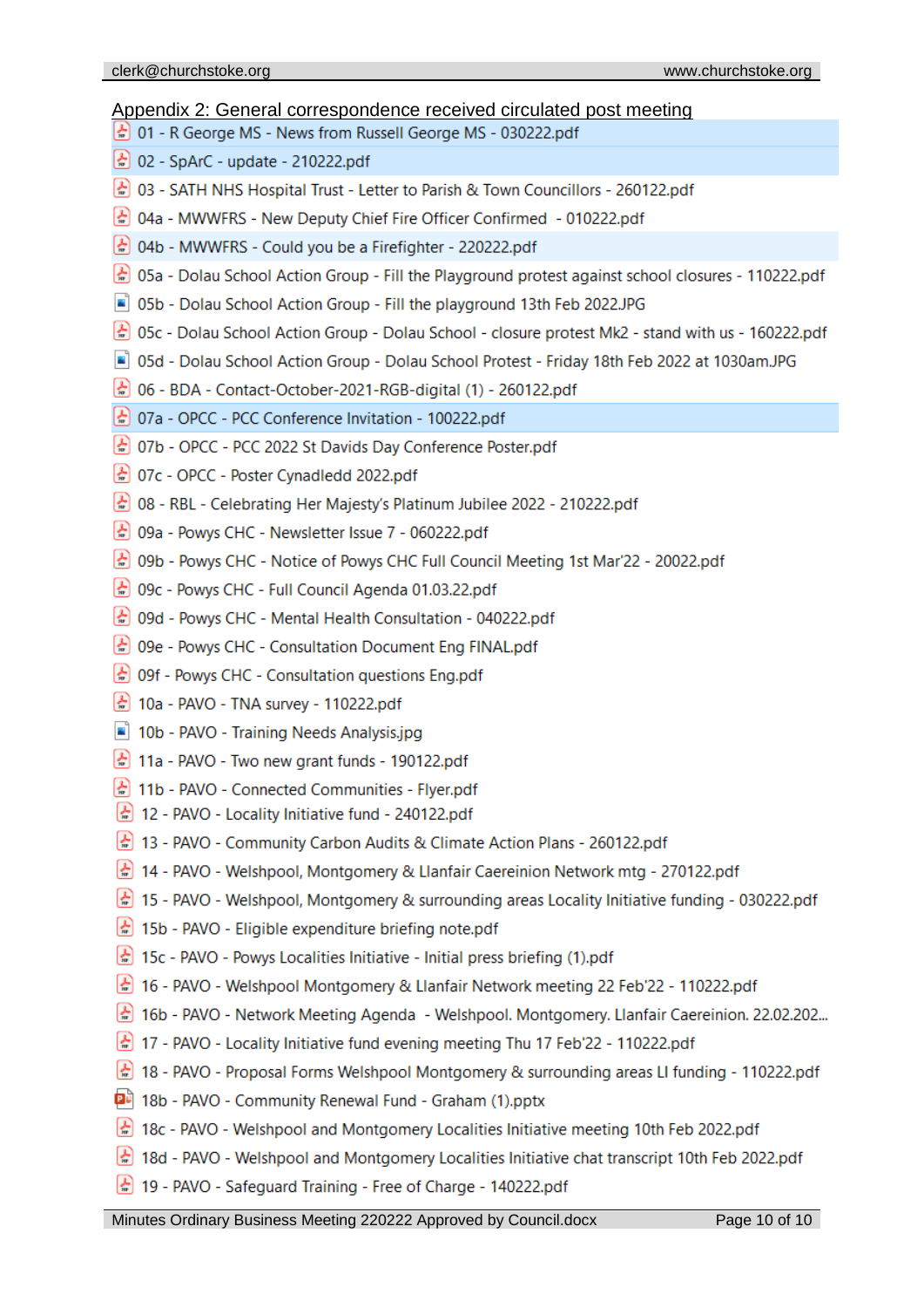## Appendix 2: General correspondence received circulated post meeting

- 01 - R George MS - News from Russell George MS - 030222.pdf
- 02 - SpArC - update - 210222.pdf
- 03 - SATH NHS Hospital Trust - Letter to Parish & Town Councillors - 260122.pdf
- 04a - MWWFRS - New Deputy Chief Fire Officer Confirmed - 010222.pdf
- 04b - MWWFRS - Could you be a Firefighter - 220222.pdf
- 05a - Dolau School Action Group - Fill the Playground protest against school closures - 110222.pdf
- 05b - Dolau School Action Group - Fill the playground 13th Feb 2022.JPG
- 05c - Dolau School Action Group - Dolau School - closure protest Mk2 - stand with us - 160222.pdf
- 05d - Dolau School Action Group - Dolau School Protest - Friday 18th Feb 2022 at 1030am.JPG
- 06 - BDA - Contact-October-2021-RGB-digital (1) - 260122.pdf
- 07a - OPCC - PCC Conference Invitation - 100222.pdf
- 07b - OPCC - PCC 2022 St Davids Day Conference Poster.pdf
- 07c - OPCC - Poster Cynadledd 2022.pdf
- 08 - RBL - Celebrating Her Majesty's Platinum Jubilee 2022 - 210222.pdf
- 09a - Powys CHC - Newsletter Issue 7 - 060222.pdf
- 09b - Powys CHC - Notice of Powys CHC Full Council Meeting 1st Mar'22 - 20022.pdf
- 09c - Powys CHC - Full Council Agenda 01.03.22.pdf
- 09d - Powys CHC - Mental Health Consultation - 040222.pdf
- 09e - Powys CHC - Consultation Document Eng FINAL.pdf
- 09f - Powys CHC - Consultation questions Eng.pdf
- 10a - PAVO - TNA survey - 110222.pdf
- 10b - PAVO - Training Needs Analysis.jpg
- 11a - PAVO - Two new grant funds - 190122.pdf
- 11b - PAVO - Connected Communities - Flyer.pdf
- 12 - PAVO - Locality Initiative fund - 240122.pdf
- 13 - PAVO - Community Carbon Audits & Climate Action Plans - 260122.pdf
- 14 - PAVO - Welshpool, Montgomery & Llanfair Caereinion Network mtg - 270122.pdf
- 15 - PAVO - Welshpool, Montgomery & surrounding areas Locality Initiative funding - 030222.pdf
- 15b - PAVO - Eligible expenditure briefing note.pdf
- 15c - PAVO - Powys Localities Initiative - Initial press briefing (1).pdf
- 16 - PAVO - Welshpool Montgomery & Llanfair Network meeting 22 Feb'22 - 110222.pdf
- 16b - PAVO - Network Meeting Agenda - Welshpool. Montgomery. Llanfair Caereinion. 22.02.202...
- 17 - PAVO - Locality Initiative fund evening meeting Thu 17 Feb'22 - 110222.pdf
- 18 - PAVO - Proposal Forms Welshpool Montgomery & surrounding areas LI funding - 110222.pdf
- 18b - PAVO - Community Renewal Fund - Graham (1).pptx
- 18c - PAVO - Welshpool and Montgomery Localities Initiative meeting 10th Feb 2022.pdf
- 18d - PAVO - Welshpool and Montgomery Localities Initiative chat transcript 10th Feb 2022.pdf
- 19 - PAVO - Safeguard Training - Free of Charge - 140222.pdf